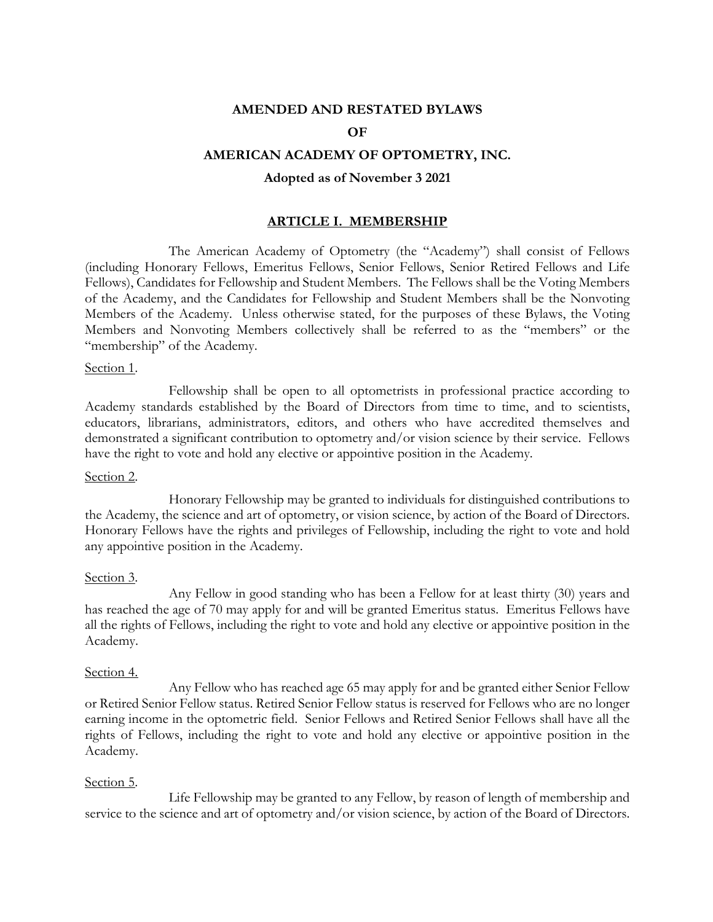# AMENDED AND RESTATED BYLAWS

# OF

# AMERICAN ACADEMY OF OPTOMETRY, INC.

**Adopted as of November 3 2021**

## ARTICLE I. MEMBERSHIP

The American Academy of Optometry (the "Academy") shall consist of Fellows (including Honorary Fellows, Emeritus Fellows, Senior Fellows, Senior Retired Fellows and Life Fellows), Candidates for Fellowship and Student Members. The Fellows shall be the Voting Members of the Academy, and the Candidates for Fellowship and Student Members shall be the Nonvoting Members of the Academy. Unless otherwise stated, for the purposes of these Bylaws, the Voting Members and Nonvoting Members collectively shall be referred to as the "members" or the "membership" of the Academy.

Section 1.

Fellowship shall be open to all optometrists in professional practice according to Academy standards established by the Board of Directors from time to time, and to scientists, educators, librarians, administrators, editors, and others who have accredited themselves and demonstrated a significant contribution to optometry and/or vision science by their service. Fellows have the right to vote and hold any elective or appointive position in the Academy.

Section 2.

Honorary Fellowship may be granted to individuals for distinguished contributions to the Academy, the science and art of optometry, or vision science, by action of the Board of Directors. Honorary Fellows have the rights and privileges of Fellowship, including the right to vote and hold any appointive position in the Academy.

Section 3.

Any Fellow in good standing who has been a Fellow for at least thirty (30) years and has reached the age of 70 may apply for and will be granted Emeritus status. Emeritus Fellows have all the rights of Fellows, including the right to vote and hold any elective or appointive position in the Academy.

Section 4.

Any Fellow who has reached age 65 may apply for and be granted either Senior Fellow or Retired Senior Fellow status. Retired Senior Fellow status is reserved for Fellows who are no longer earning income in the optometric field. Senior Fellows and Retired Senior Fellows shall have all the rights of Fellows, including the right to vote and hold any elective or appointive position in the Academy.

Section 5.

Life Fellowship may be granted to any Fellow, by reason of length of membership and service to the science and art of optometry and/or vision science, by action of the Board of Directors.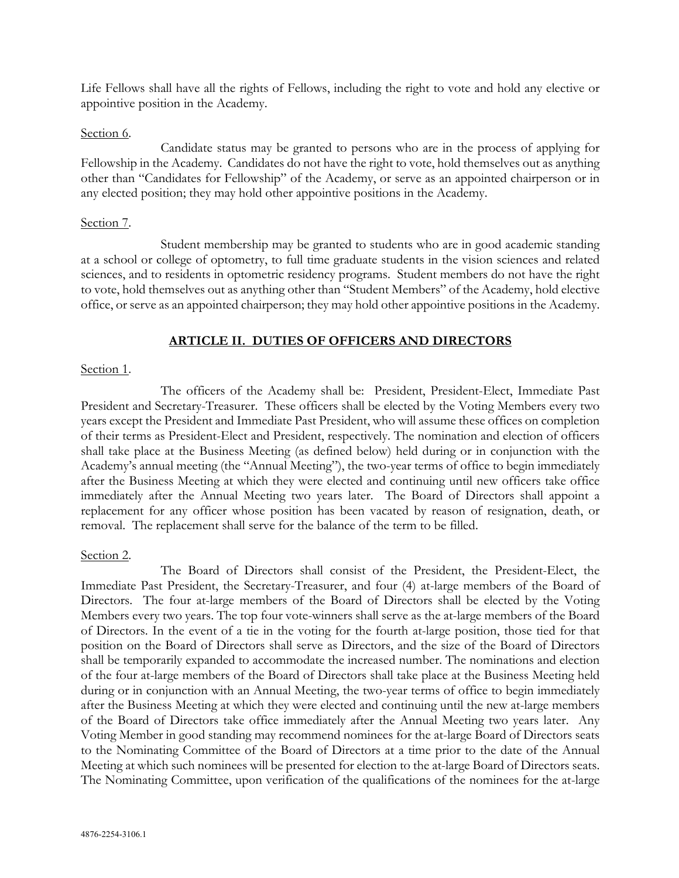Life Fellows shall have all the rights of Fellows, including the right to vote and hold any elective or appointive position in the Academy.

Section 6.

Candidate status may be granted to persons who are in the process of applying for Fellowship in the Academy. Candidates do not have the right to vote, hold themselves out as anything other than "Candidates for Fellowship" of the Academy, or serve as an appointed chairperson or in any elected position; they may hold other appointive positions in the Academy.

Section 7.

Student membership may be granted to students who are in good academic standing at a school or college of optometry, to full time graduate students in the vision sciences and related sciences, and to residents in optometric residency programs. Student members do not have the right to vote, hold themselves out as anything other than "Student Members" of the Academy, hold elective office, or serve as an appointed chairperson; they may hold other appointive positions in the Academy.

## ARTICLE II. DUTIES OF OFFICERS AND DIRECTORS

Section 1.

The officers of the Academy shall be: President, President-Elect, Immediate Past President and Secretary-Treasurer. These officers shall be elected by the Voting Members every two years except the President and Immediate Past President, who will assume these offices on completion of their terms as President-Elect and President, respectively. The nomination and election of officers shall take place at the Business Meeting (as defined below) held during or in conjunction with the Academy's annual meeting (the "Annual Meeting"), the two-year terms of office to begin immediately after the Business Meeting at which they were elected and continuing until new officers take office immediately after the Annual Meeting two years later. The Board of Directors shall appoint a replacement for any officer whose position has been vacated by reason of resignation, death, or removal. The replacement shall serve for the balance of the term to be filled.

Section 2.

The Board of Directors shall consist of the President, the President-Elect, the Immediate Past President, the Secretary-Treasurer, and four (4) at-large members of the Board of Directors. The four at-large members of the Board of Directors shall be elected by the Voting Members every two years. The top four vote-winners shall serve as the at-large members of the Board of Directors. In the event of a tie in the voting for the fourth at-large position, those tied for that position on the Board of Directors shall serve as Directors, and the size of the Board of Directors shall be temporarily expanded to accommodate the increased number. The nominations and election of the four at-large members of the Board of Directors shall take place at the Business Meeting held during or in conjunction with an Annual Meeting, the two-year terms of office to begin immediately after the Business Meeting at which they were elected and continuing until the new at-large members of the Board of Directors take office immediately after the Annual Meeting two years later. Any Voting Member in good standing may recommend nominees for the at-large Board of Directors seats to the Nominating Committee of the Board of Directors at a time prior to the date of the Annual Meeting at which such nominees will be presented for election to the at-large Board of Directors seats. The Nominating Committee, upon verification of the qualifications of the nominees for the at-large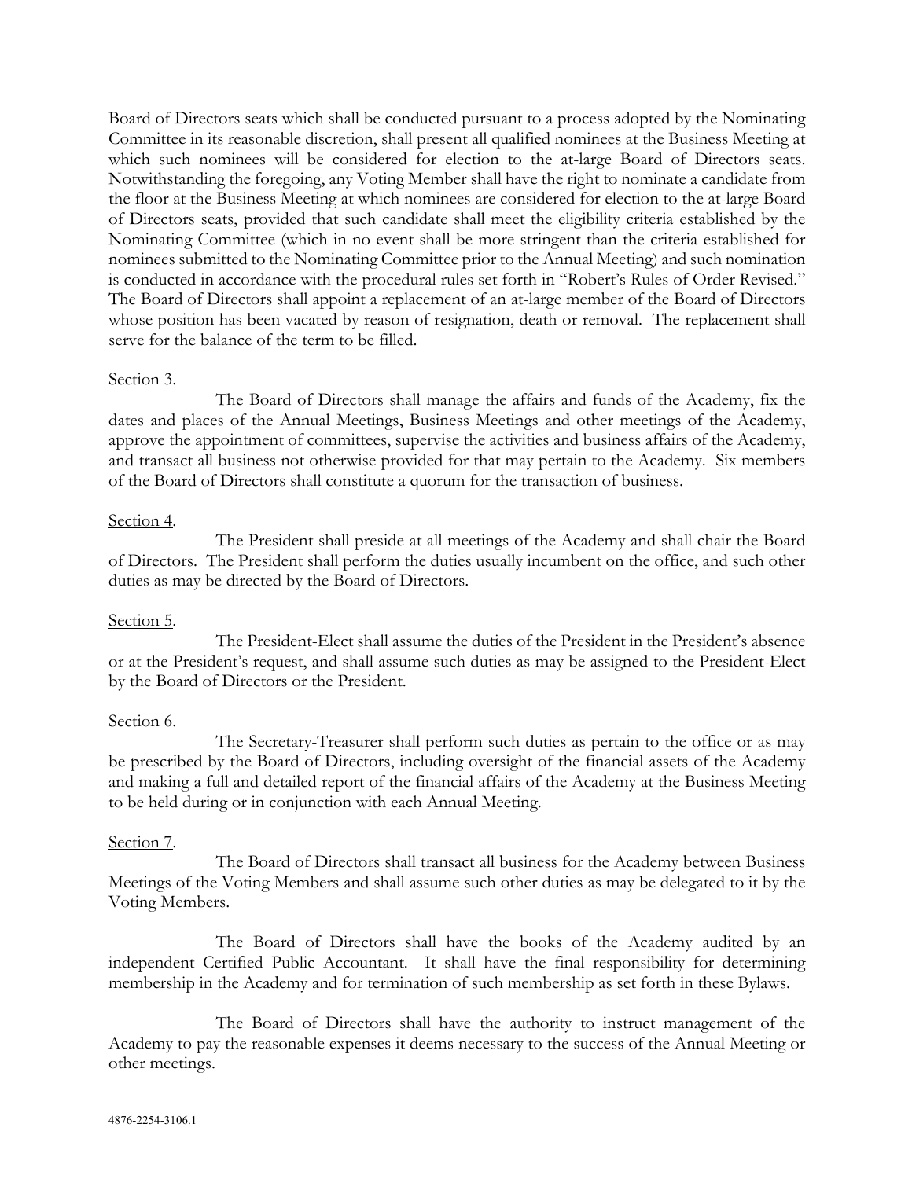Board of Directors seats which shall be conducted pursuant to a process adopted by the Nominating Committee in its reasonable discretion, shall present all qualified nominees at the Business Meeting at which such nominees will be considered for election to the at-large Board of Directors seats. Notwithstanding the foregoing, any Voting Member shall have the right to nominate a candidate from the floor at the Business Meeting at which nominees are considered for election to the at-large Board of Directors seats, provided that such candidate shall meet the eligibility criteria established by the Nominating Committee (which in no event shall be more stringent than the criteria established for nominees submitted to the Nominating Committee prior to the Annual Meeting) and such nomination is conducted in accordance with the procedural rules set forth in "Robert's Rules of Order Revised." The Board of Directors shall appoint a replacement of an at-large member of the Board of Directors whose position has been vacated by reason of resignation, death or removal. The replacement shall serve for the balance of the term to be filled.

Section 3.

The Board of Directors shall manage the affairs and funds of the Academy, fix the dates and places of the Annual Meetings, Business Meetings and other meetings of the Academy, approve the appointment of committees, supervise the activities and business affairs of the Academy, and transact all business not otherwise provided for that may pertain to the Academy. Six members of the Board of Directors shall constitute a quorum for the transaction of business.

Section 4.

The President shall preside at all meetings of the Academy and shall chair the Board of Directors. The President shall perform the duties usually incumbent on the office, and such other duties as may be directed by the Board of Directors.

Section 5.

The President-Elect shall assume the duties of the President in the President's absence or at the President's request, and shall assume such duties as may be assigned to the President-Elect by the Board of Directors or the President.

Section 6.

The Secretary-Treasurer shall perform such duties as pertain to the office or as may be prescribed by the Board of Directors, including oversight of the financial assets of the Academy and making a full and detailed report of the financial affairs of the Academy at the Business Meeting to be held during or in conjunction with each Annual Meeting.

Section 7.

The Board of Directors shall transact all business for the Academy between Business Meetings of the Voting Members and shall assume such other duties as may be delegated to it by the Voting Members.

The Board of Directors shall have the books of the Academy audited by an independent Certified Public Accountant. It shall have the final responsibility for determining membership in the Academy and for termination of such membership as set forth in these Bylaws.

The Board of Directors shall have the authority to instruct management of the Academy to pay the reasonable expenses it deems necessary to the success of the Annual Meeting or other meetings.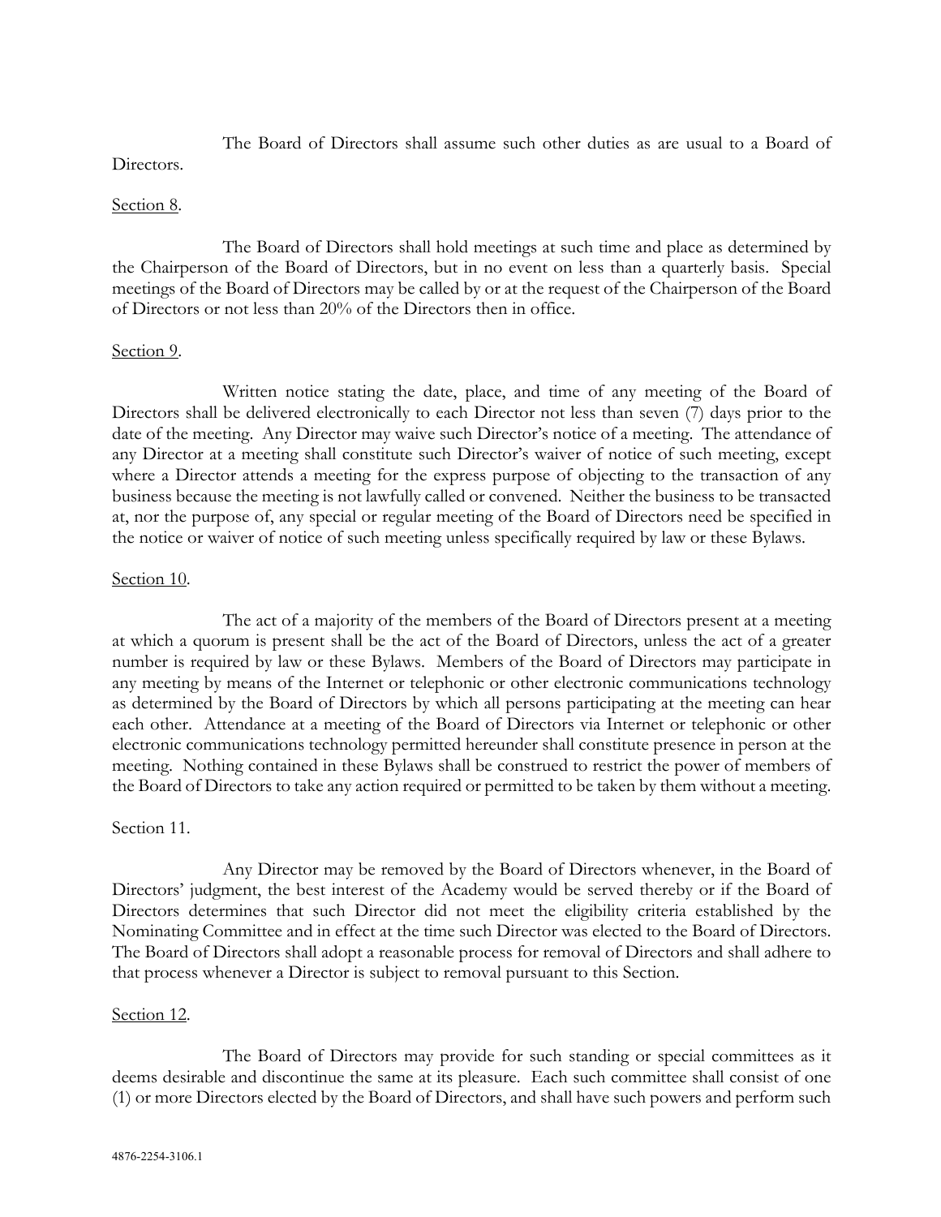The Board of Directors shall assume such other duties as are usual to a Board of Directors.

Section 8.

The Board of Directors shall hold meetings at such time and place as determined by the Chairperson of the Board of Directors, but in no event on less than a quarterly basis. Special meetings of the Board of Directors may be called by or at the request of the Chairperson of the Board of Directors or not less than 20% of the Directors then in office.

Section 9.

Written notice stating the date, place, and time of any meeting of the Board of Directors shall be delivered electronically to each Director not less than seven (7) days prior to the date of the meeting. Any Director may waive such Director's notice of a meeting. The attendance of any Director at a meeting shall constitute such Director's waiver of notice of such meeting, except where a Director attends a meeting for the express purpose of objecting to the transaction of any business because the meeting is not lawfully called or convened. Neither the business to be transacted at, nor the purpose of, any special or regular meeting of the Board of Directors need be specified in the notice or waiver of notice of such meeting unless specifically required by law or these Bylaws.

Section 10.

The act of a majority of the members of the Board of Directors present at a meeting at which a quorum is present shall be the act of the Board of Directors, unless the act of a greater number is required by law or these Bylaws. Members of the Board of Directors may participate in any meeting by means of the Internet or telephonic or other electronic communications technology as determined by the Board of Directors by which all persons participating at the meeting can hear each other. Attendance at a meeting of the Board of Directors via Internet or telephonic or other electronic communications technology permitted hereunder shall constitute presence in person at the meeting. Nothing contained in these Bylaws shall be construed to restrict the power of members of the Board of Directors to take any action required or permitted to be taken by them without a meeting.

Section 11.

Any Director may be removed by the Board of Directors whenever, in the Board of Directors' judgment, the best interest of the Academy would be served thereby or if the Board of Directors determines that such Director did not meet the eligibility criteria established by the Nominating Committee and in effect at the time such Director was elected to the Board of Directors. The Board of Directors shall adopt a reasonable process for removal of Directors and shall adhere to that process whenever a Director is subject to removal pursuant to this Section.

Section 12.

The Board of Directors may provide for such standing or special committees as it deems desirable and discontinue the same at its pleasure. Each such committee shall consist of one (1) or more Directors elected by the Board of Directors, and shall have such powers and perform such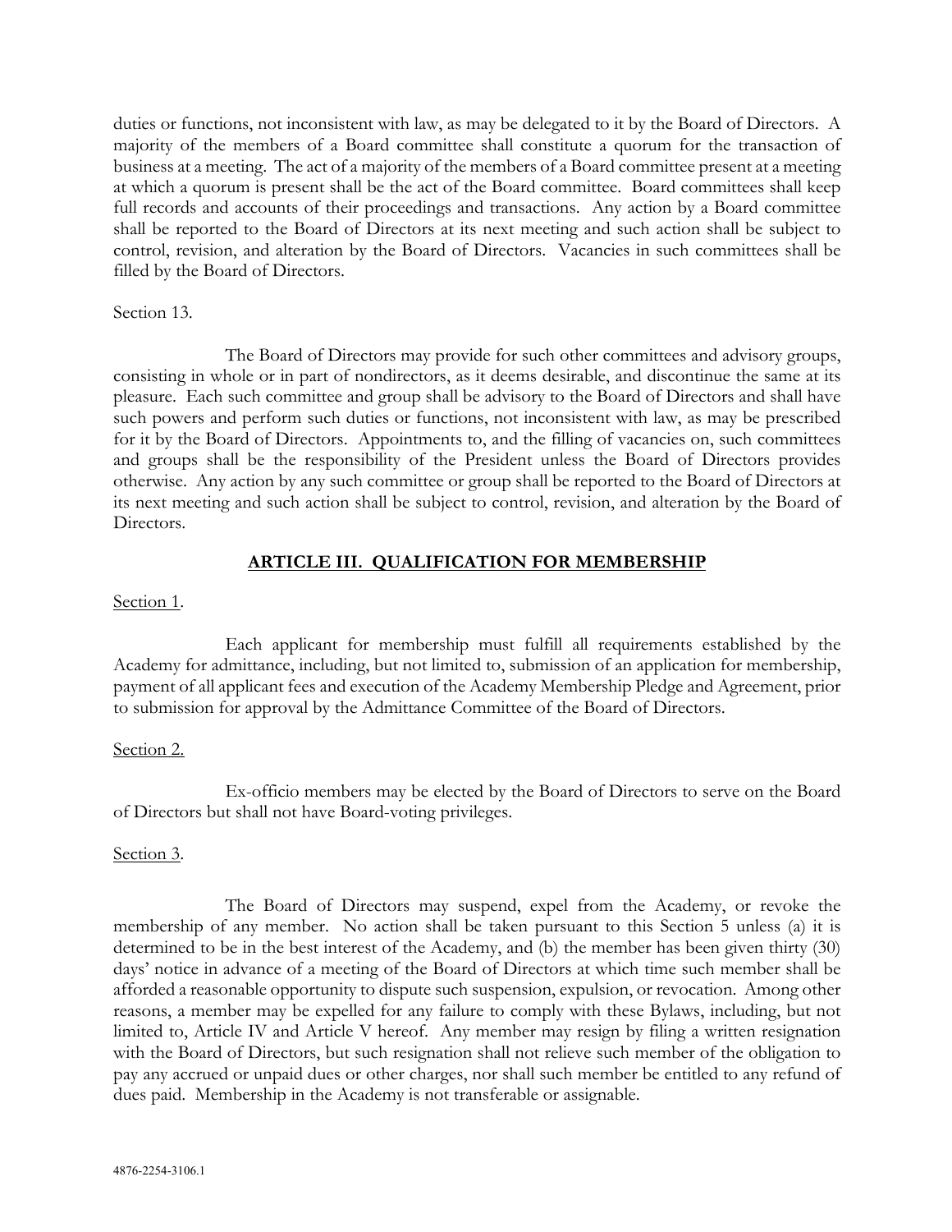duties or functions, not inconsistent with law, as may be delegated to it by the Board of Directors. A majority of the members of a Board committee shall constitute a quorum for the transaction of business at a meeting. The act of a majority of the members of a Board committee present at a meeting at which a quorum is present shall be the act of the Board committee. Board committees shall keep full records and accounts of their proceedings and transactions. Any action by a Board committee shall be reported to the Board of Directors at its next meeting and such action shall be subject to control, revision, and alteration by the Board of Directors. Vacancies in such committees shall be filled by the Board of Directors.

Section 13.

The Board of Directors may provide for such other committees and advisory groups, consisting in whole or in part of nondirectors, as it deems desirable, and discontinue the same at its pleasure. Each such committee and group shall be advisory to the Board of Directors and shall have such powers and perform such duties or functions, not inconsistent with law, as may be prescribed for it by the Board of Directors. Appointments to, and the filling of vacancies on, such committees and groups shall be the responsibility of the President unless the Board of Directors provides otherwise. Any action by any such committee or group shall be reported to the Board of Directors at its next meeting and such action shall be subject to control, revision, and alteration by the Board of Directors.

## ARTICLE III. QUALIFICATION FOR MEMBERSHIP

Section 1.

Each applicant for membership must fulfill all requirements established by the Academy for admittance, including, but not limited to, submission of an application for membership, payment of all applicant fees and execution of the Academy Membership Pledge and Agreement, prior to submission for approval by the Admittance Committee of the Board of Directors.

Section 2.

Ex-officio members may be elected by the Board of Directors to serve on the Board of Directors but shall not have Board-voting privileges.

Section 3.

The Board of Directors may suspend, expel from the Academy, or revoke the membership of any member. No action shall be taken pursuant to this Section 5 unless (a) it is determined to be in the best interest of the Academy, and (b) the member has been given thirty (30) days' notice in advance of a meeting of the Board of Directors at which time such member shall be afforded a reasonable opportunity to dispute such suspension, expulsion, or revocation. Among other reasons, a member may be expelled for any failure to comply with these Bylaws, including, but not limited to, Article IV and Article V hereof. Any member may resign by filing a written resignation with the Board of Directors, but such resignation shall not relieve such member of the obligation to pay any accrued or unpaid dues or other charges, nor shall such member be entitled to any refund of dues paid. Membership in the Academy is not transferable or assignable.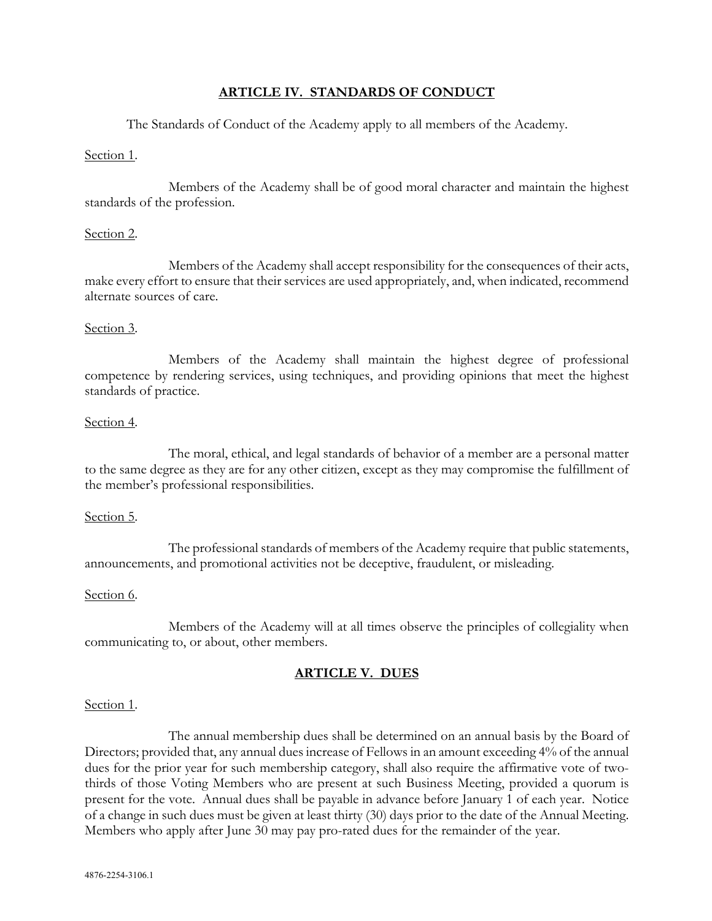## ARTICLE IV. STANDARDS OF CONDUCT

The Standards of Conduct of the Academy apply to all members of the Academy.

Section 1.

Members of the Academy shall be of good moral character and maintain the highest standards of the profession.

Section 2.

Members of the Academy shall accept responsibility for the consequences of their acts, make every effort to ensure that their services are used appropriately, and, when indicated, recommend alternate sources of care.

Section 3.

Members of the Academy shall maintain the highest degree of professional competence by rendering services, using techniques, and providing opinions that meet the highest standards of practice.

Section 4.

The moral, ethical, and legal standards of behavior of a member are a personal matter to the same degree as they are for any other citizen, except as they may compromise the fulfillment of the member's professional responsibilities.

Section 5.

The professional standards of members of the Academy require that public statements, announcements, and promotional activities not be deceptive, fraudulent, or misleading.

Section 6.

Members of the Academy will at all times observe the principles of collegiality when communicating to, or about, other members.

## ARTICLE V. DUES

Section 1.

The annual membership dues shall be determined on an annual basis by the Board of Directors; provided that, any annual dues increase of Fellows in an amount exceeding 4% of the annual dues for the prior year for such membership category, shall also require the affirmative vote of two-thirds of those Voting Members who are present at such Business Meeting, provided a quorum is present for the vote. Annual dues shall be payable in advance before January 1 of each year. Notice of a change in such dues must be given at least thirty (30) days prior to the date of the Annual Meeting. Members who apply after June 30 may pay pro-rated dues for the remainder of the year.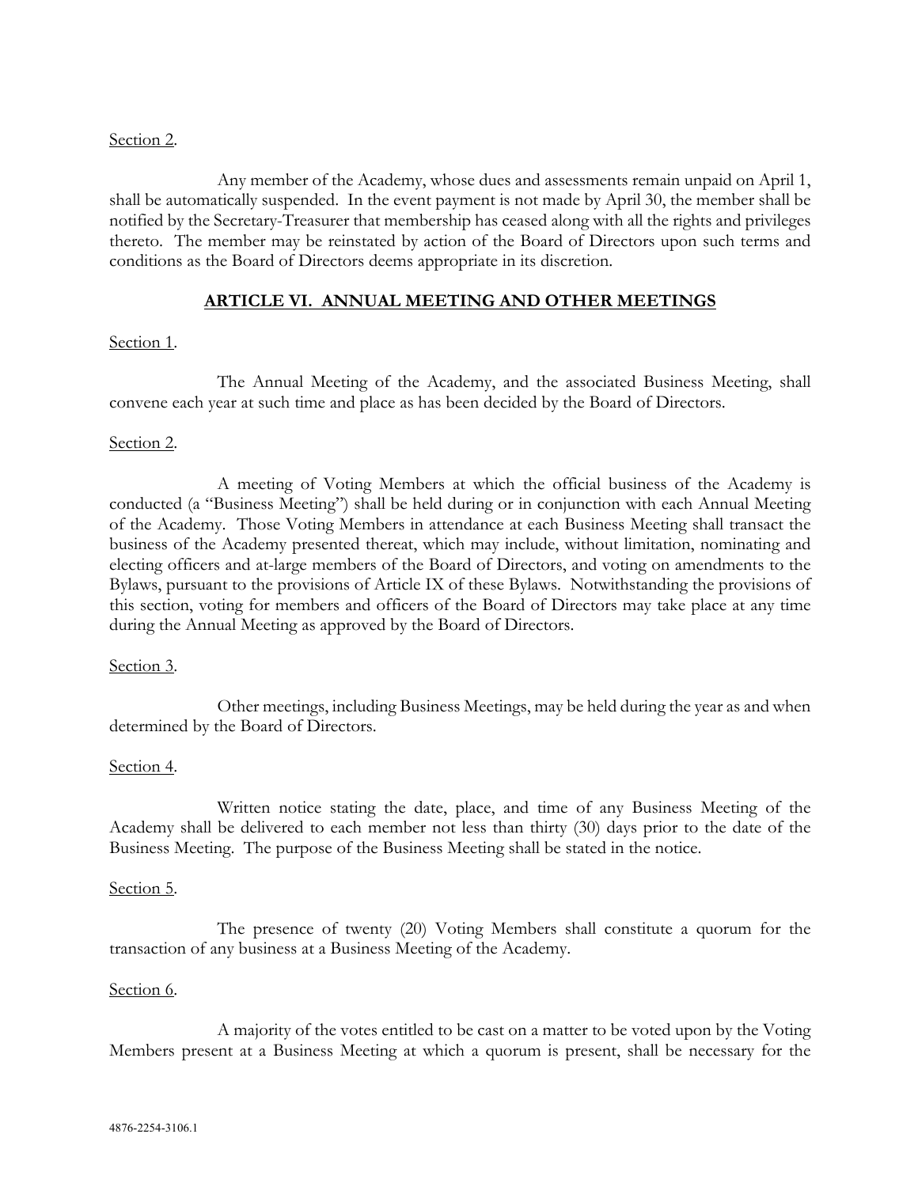Section 2.

Any member of the Academy, whose dues and assessments remain unpaid on April 1, shall be automatically suspended. In the event payment is not made by April 30, the member shall be notified by the Secretary-Treasurer that membership has ceased along with all the rights and privileges thereto. The member may be reinstated by action of the Board of Directors upon such terms and conditions as the Board of Directors deems appropriate in its discretion.

## ARTICLE VI. ANNUAL MEETING AND OTHER MEETINGS

Section 1.

The Annual Meeting of the Academy, and the associated Business Meeting, shall convene each year at such time and place as has been decided by the Board of Directors.

Section 2.

A meeting of Voting Members at which the official business of the Academy is conducted (a "Business Meeting") shall be held during or in conjunction with each Annual Meeting of the Academy. Those Voting Members in attendance at each Business Meeting shall transact the business of the Academy presented thereat, which may include, without limitation, nominating and electing officers and at-large members of the Board of Directors, and voting on amendments to the Bylaws, pursuant to the provisions of Article IX of these Bylaws. Notwithstanding the provisions of this section, voting for members and officers of the Board of Directors may take place at any time during the Annual Meeting as approved by the Board of Directors.

Section 3.

Other meetings, including Business Meetings, may be held during the year as and when determined by the Board of Directors.

Section 4.

Written notice stating the date, place, and time of any Business Meeting of the Academy shall be delivered to each member not less than thirty (30) days prior to the date of the Business Meeting. The purpose of the Business Meeting shall be stated in the notice.

Section 5.

The presence of twenty (20) Voting Members shall constitute a quorum for the transaction of any business at a Business Meeting of the Academy.

Section 6.

A majority of the votes entitled to be cast on a matter to be voted upon by the Voting Members present at a Business Meeting at which a quorum is present, shall be necessary for the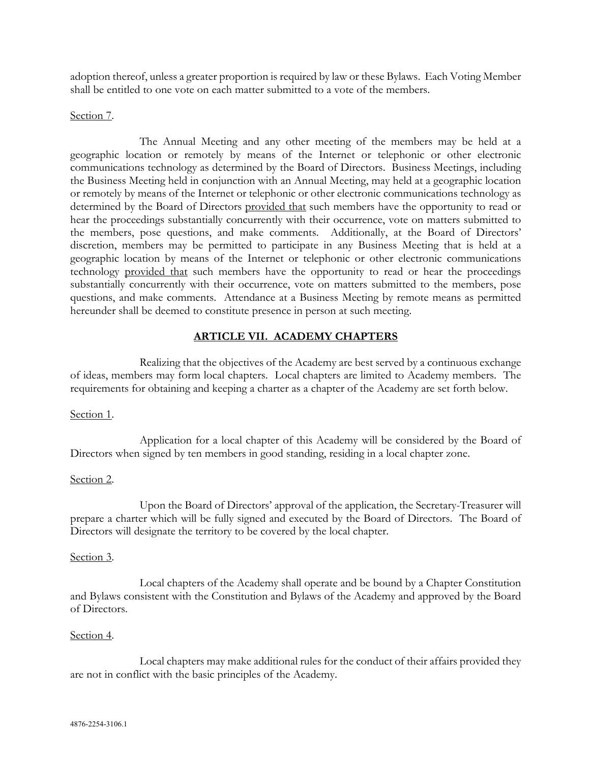adoption thereof, unless a greater proportion is required by law or these Bylaws. Each Voting Member shall be entitled to one vote on each matter submitted to a vote of the members.

Section 7.

The Annual Meeting and any other meeting of the members may be held at a geographic location or remotely by means of the Internet or telephonic or other electronic communications technology as determined by the Board of Directors. Business Meetings, including the Business Meeting held in conjunction with an Annual Meeting, may held at a geographic location or remotely by means of the Internet or telephonic or other electronic communications technology as determined by the Board of Directors provided that such members have the opportunity to read or hear the proceedings substantially concurrently with their occurrence, vote on matters submitted to the members, pose questions, and make comments. Additionally, at the Board of Directors' discretion, members may be permitted to participate in any Business Meeting that is held at a geographic location by means of the Internet or telephonic or other electronic communications technology provided that such members have the opportunity to read or hear the proceedings substantially concurrently with their occurrence, vote on matters submitted to the members, pose questions, and make comments. Attendance at a Business Meeting by remote means as permitted hereunder shall be deemed to constitute presence in person at such meeting.

## ARTICLE VII. ACADEMY CHAPTERS

Realizing that the objectives of the Academy are best served by a continuous exchange of ideas, members may form local chapters. Local chapters are limited to Academy members. The requirements for obtaining and keeping a charter as a chapter of the Academy are set forth below.

Section 1.

Application for a local chapter of this Academy will be considered by the Board of Directors when signed by ten members in good standing, residing in a local chapter zone.

Section 2.

Upon the Board of Directors' approval of the application, the Secretary-Treasurer will prepare a charter which will be fully signed and executed by the Board of Directors. The Board of Directors will designate the territory to be covered by the local chapter.

Section 3.

Local chapters of the Academy shall operate and be bound by a Chapter Constitution and Bylaws consistent with the Constitution and Bylaws of the Academy and approved by the Board of Directors.

Section 4.

Local chapters may make additional rules for the conduct of their affairs provided they are not in conflict with the basic principles of the Academy.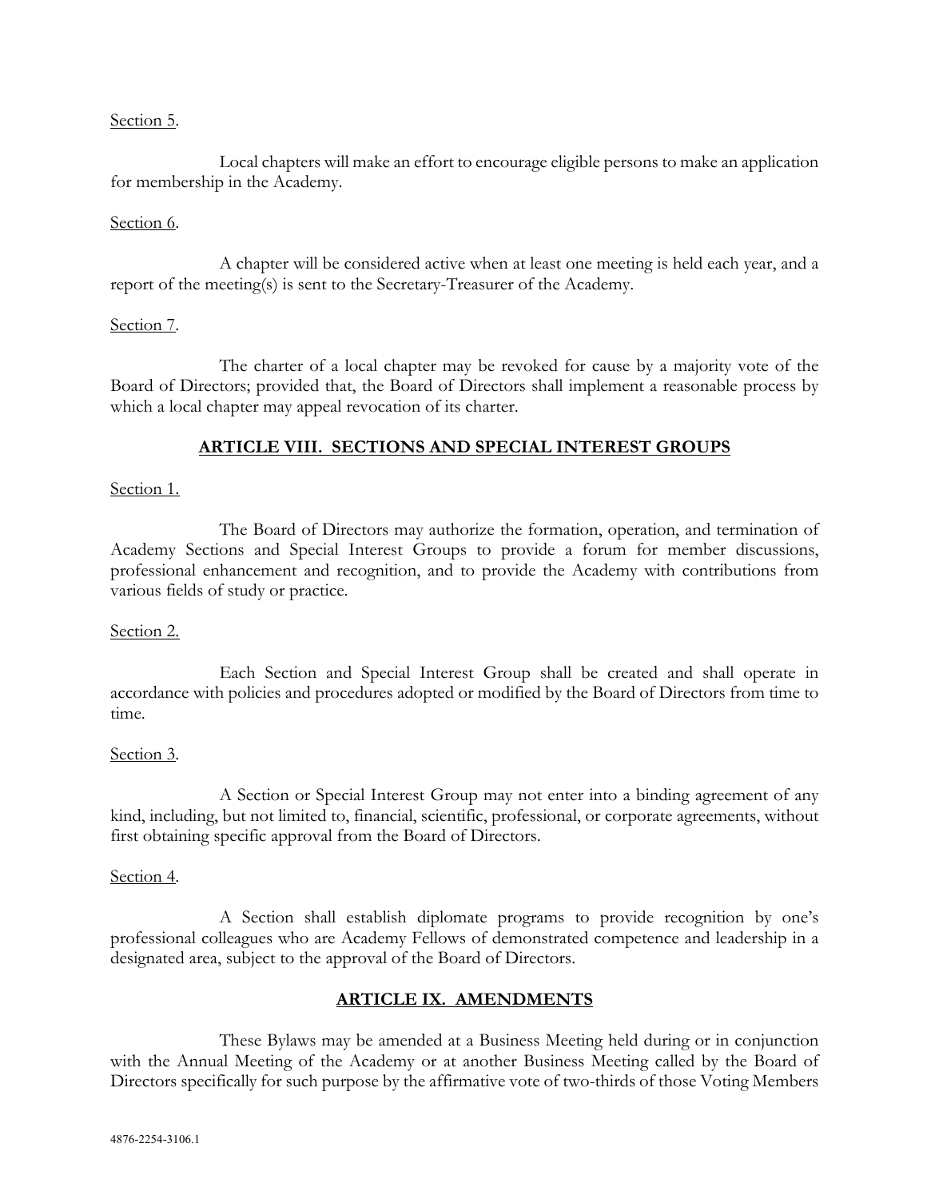Section 5.

Local chapters will make an effort to encourage eligible persons to make an application for membership in the Academy.

Section 6.

A chapter will be considered active when at least one meeting is held each year, and a report of the meeting(s) is sent to the Secretary-Treasurer of the Academy.

Section 7.

The charter of a local chapter may be revoked for cause by a majority vote of the Board of Directors; provided that, the Board of Directors shall implement a reasonable process by which a local chapter may appeal revocation of its charter.

## ARTICLE VIII. SECTIONS AND SPECIAL INTEREST GROUPS

Section 1.

The Board of Directors may authorize the formation, operation, and termination of Academy Sections and Special Interest Groups to provide a forum for member discussions, professional enhancement and recognition, and to provide the Academy with contributions from various fields of study or practice.

Section 2.

Each Section and Special Interest Group shall be created and shall operate in accordance with policies and procedures adopted or modified by the Board of Directors from time to time.

Section 3.

A Section or Special Interest Group may not enter into a binding agreement of any kind, including, but not limited to, financial, scientific, professional, or corporate agreements, without first obtaining specific approval from the Board of Directors.

Section 4.

A Section shall establish diplomate programs to provide recognition by one's professional colleagues who are Academy Fellows of demonstrated competence and leadership in a designated area, subject to the approval of the Board of Directors.

## ARTICLE IX. AMENDMENTS

These Bylaws may be amended at a Business Meeting held during or in conjunction with the Annual Meeting of the Academy or at another Business Meeting called by the Board of Directors specifically for such purpose by the affirmative vote of two-thirds of those Voting Members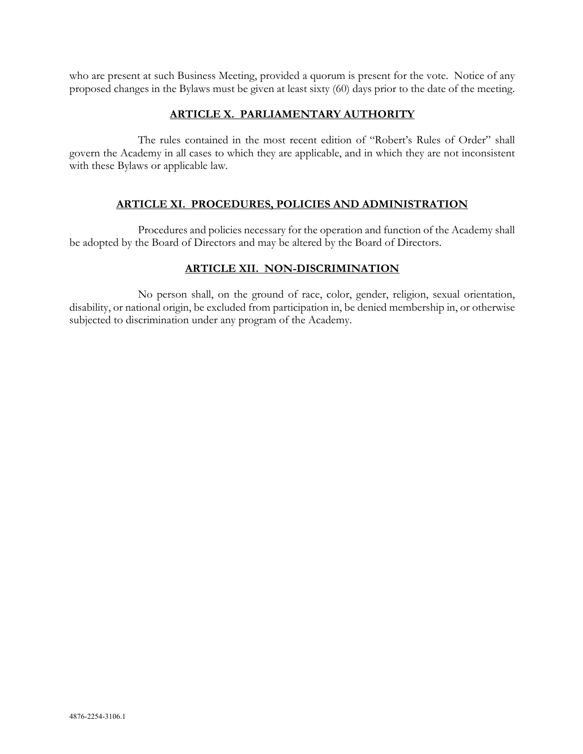who are present at such Business Meeting, provided a quorum is present for the vote. Notice of any proposed changes in the Bylaws must be given at least sixty (60) days prior to the date of the meeting.

## ARTICLE X. PARLIAMENTARY AUTHORITY

The rules contained in the most recent edition of "Robert's Rules of Order" shall govern the Academy in all cases to which they are applicable, and in which they are not inconsistent with these Bylaws or applicable law.

## ARTICLE XI. PROCEDURES, POLICIES AND ADMINISTRATION

Procedures and policies necessary for the operation and function of the Academy shall be adopted by the Board of Directors and may be altered by the Board of Directors.

## ARTICLE XII. NON-DISCRIMINATION

No person shall, on the ground of race, color, gender, religion, sexual orientation, disability, or national origin, be excluded from participation in, be denied membership in, or otherwise subjected to discrimination under any program of the Academy.

4876-2254-3106.1